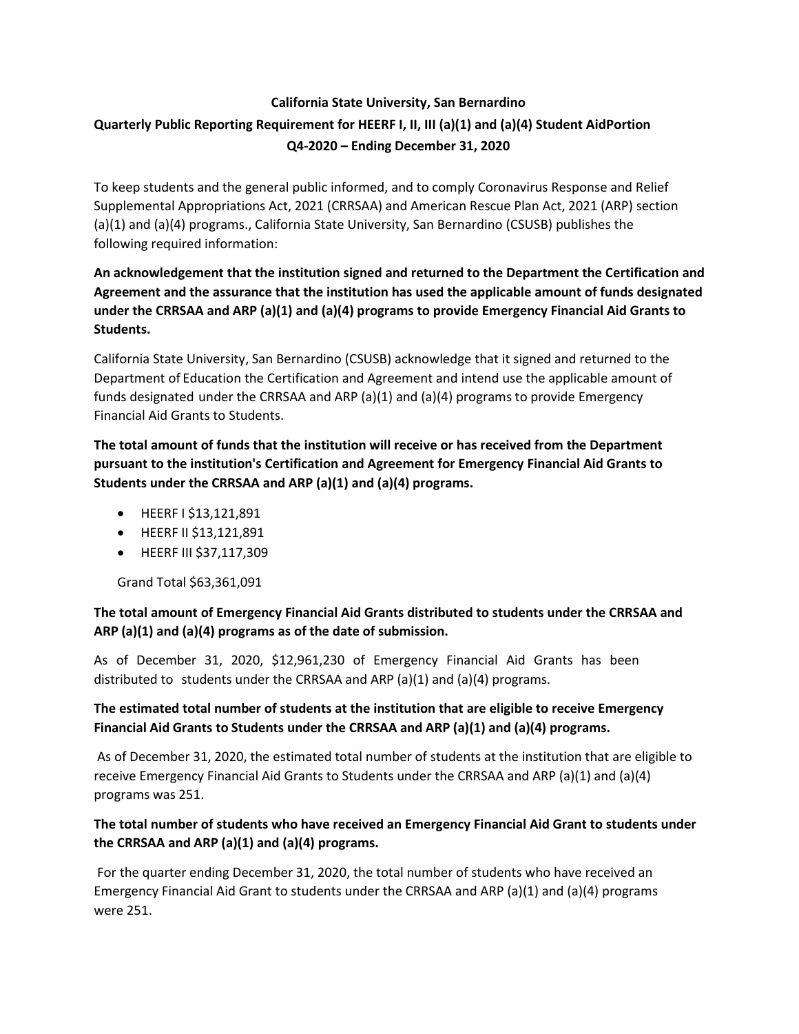**California State University, San Bernardino**

**Quarterly Public Reporting Requirement for HEERF I, II, III (a)(1) and (a)(4) Student AidPortion**

**Q4-2020 – Ending December 31, 2020**

To keep students and the general public informed, and to comply Coronavirus Response and Relief Supplemental Appropriations Act, 2021 (CRRSAA) and American Rescue Plan Act, 2021 (ARP) section (a)(1) and (a)(4) programs., California State University, San Bernardino (CSUSB) publishes the following required information:

**An acknowledgement that the institution signed and returned to the Department the Certification and Agreement and the assurance that the institution has used the applicable amount of funds designated under the CRRSAA and ARP (a)(1) and (a)(4) programs to provide Emergency Financial Aid Grants to Students.**

California State University, San Bernardino (CSUSB) acknowledge that it signed and returned to the Department of Education the Certification and Agreement and intend use the applicable amount of funds designated under the CRRSAA and ARP (a)(1) and (a)(4) programs to provide Emergency Financial Aid Grants to Students.

**The total amount of funds that the institution will receive or has received from the Department pursuant to the institution's Certification and Agreement for Emergency Financial Aid Grants to Students under the CRRSAA and ARP (a)(1) and (a)(4) programs.**

- HEERF I $13,121,891
- HEERF II $13,121,891
- HEERF III $37,117,309

Grand Total $63,361,091

**The total amount of Emergency Financial Aid Grants distributed to students under the CRRSAA and ARP (a)(1) and (a)(4) programs as of the date of submission.**

As of December 31, 2020, $12,961,230 of Emergency Financial Aid Grants has been distributed to students under the CRRSAA and ARP (a)(1) and (a)(4) programs.

**The estimated total number of students at the institution that are eligible to receive Emergency Financial Aid Grants to Students under the CRRSAA and ARP (a)(1) and (a)(4) programs.**

As of December 31, 2020, the estimated total number of students at the institution that are eligible to receive Emergency Financial Aid Grants to Students under the CRRSAA and ARP (a)(1) and (a)(4) programs was 251.

**The total number of students who have received an Emergency Financial Aid Grant to students under the CRRSAA and ARP (a)(1) and (a)(4) programs.**

For the quarter ending December 31, 2020, the total number of students who have received an Emergency Financial Aid Grant to students under the CRRSAA and ARP (a)(1) and (a)(4) programs were 251.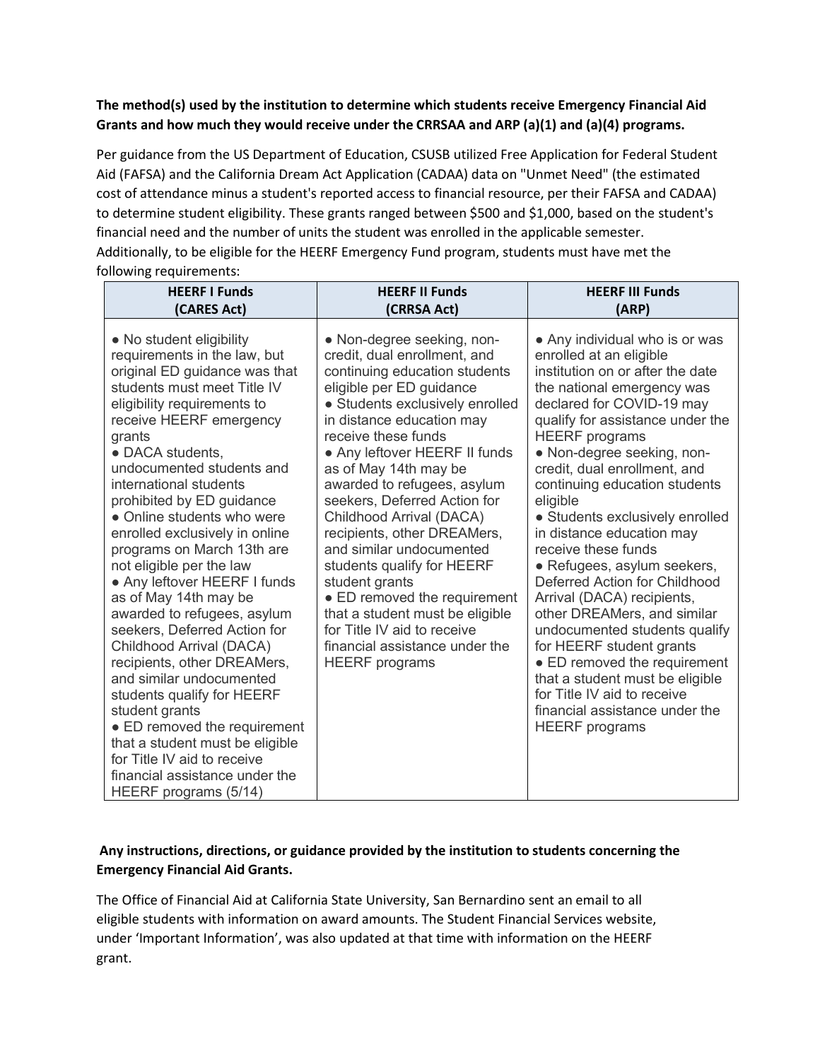**The method(s) used by the institution to determine which students receive Emergency Financial Aid Grants and how much they would receive under the CRRSAA and ARP (a)(1) and (a)(4) programs.**

Per guidance from the US Department of Education, CSUSB utilized Free Application for Federal Student Aid (FAFSA) and the California Dream Act Application (CADAA) data on "Unmet Need" (the estimated cost of attendance minus a student's reported access to financial resource, per their FAFSA and CADAA) to determine student eligibility. These grants ranged between $500 and $1,000, based on the student's financial need and the number of units the student was enrolled in the applicable semester. Additionally, to be eligible for the HEERF Emergency Fund program, students must have met the following requirements:

| HEERF I Funds (CARES Act) | HEERF II Funds (CRRSA Act) | HEERF III Funds (ARP) |
|---|---|---|
| ● No student eligibility requirements in the law, but original ED guidance was that students must meet Title IV eligibility requirements to receive HEERF emergency grants<br>● DACA students, undocumented students and international students prohibited by ED guidance<br>● Online students who were enrolled exclusively in online programs on March 13th are not eligible per the law<br>● Any leftover HEERF I funds as of May 14th may be awarded to refugees, asylum seekers, Deferred Action for Childhood Arrival (DACA) recipients, other DREAMers, and similar undocumented students qualify for HEERF student grants<br>● ED removed the requirement that a student must be eligible for Title IV aid to receive financial assistance under the HEERF programs (5/14) | ● Non-degree seeking, non-credit, dual enrollment, and continuing education students eligible per ED guidance<br>● Students exclusively enrolled in distance education may receive these funds<br>● Any leftover HEERF II funds as of May 14th may be awarded to refugees, asylum seekers, Deferred Action for Childhood Arrival (DACA) recipients, other DREAMers, and similar undocumented students qualify for HEERF student grants<br>● ED removed the requirement that a student must be eligible for Title IV aid to receive financial assistance under the HEERF programs | ● Any individual who is or was enrolled at an eligible institution on or after the date the national emergency was declared for COVID-19 may qualify for assistance under the HEERF programs<br>● Non-degree seeking, non-credit, dual enrollment, and continuing education students eligible<br>● Students exclusively enrolled in distance education may receive these funds<br>● Refugees, asylum seekers, Deferred Action for Childhood Arrival (DACA) recipients, other DREAMers, and similar undocumented students qualify for HEERF student grants<br>● ED removed the requirement that a student must be eligible for Title IV aid to receive financial assistance under the HEERF programs |

**Any instructions, directions, or guidance provided by the institution to students concerning the Emergency Financial Aid Grants.**

The Office of Financial Aid at California State University, San Bernardino sent an email to all eligible students with information on award amounts. The Student Financial Services website, under 'Important Information', was also updated at that time with information on the HEERF grant.